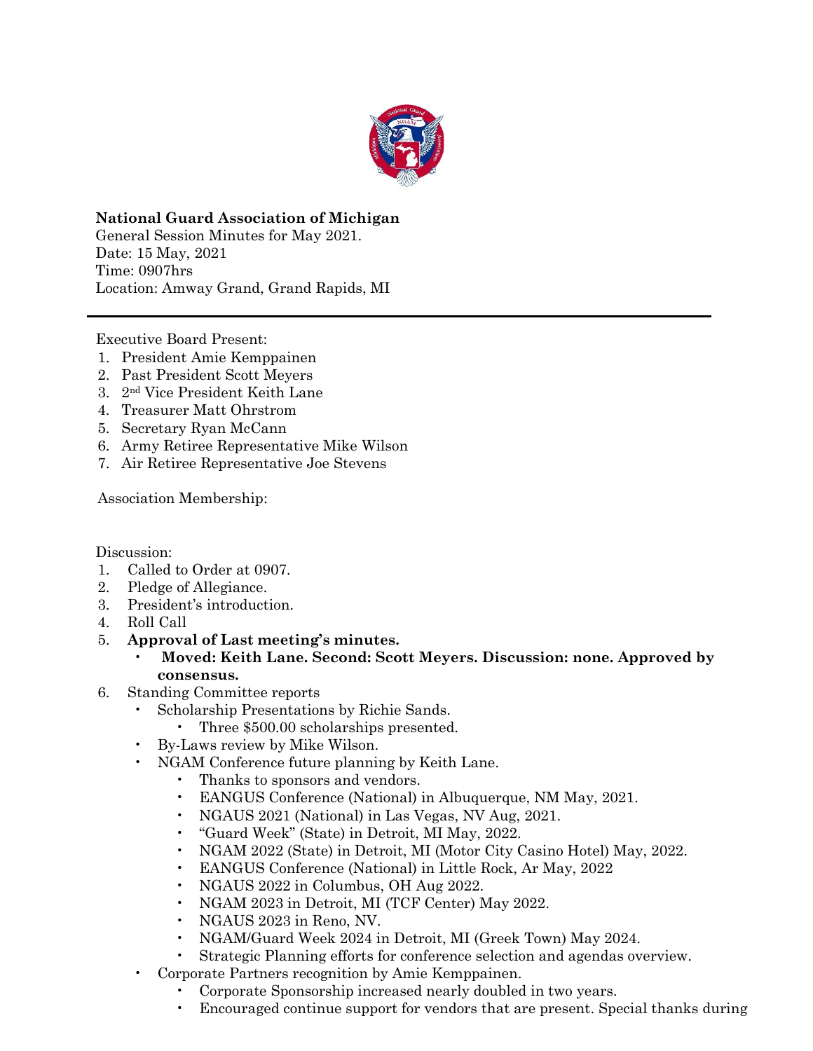**National Guard Association of Michigan**
General Session Minutes for May 2021.
Date: 15 May, 2021
Time: 0907hrs
Location: Amway Grand, Grand Rapids, MI

---

Executive Board Present:

1. President Amie Kemppainen
2. Past President Scott Meyers
3. 2nd Vice President Keith Lane
4. Treasurer Matt Ohrstrom
5. Secretary Ryan McCann
6. Army Retiree Representative Mike Wilson
7. Air Retiree Representative Joe Stevens

Association Membership:

Discussion:

1. Called to Order at 0907.
2. Pledge of Allegiance.
3. President's introduction.
4. Roll Call
5. **Approval of Last meeting's minutes.**
   - **Moved: Keith Lane. Second: Scott Meyers. Discussion: none. Approved by consensus.**
6. Standing Committee reports
   - Scholarship Presentations by Richie Sands.
     - Three $500.00 scholarships presented.
   - By-Laws review by Mike Wilson.
   - NGAM Conference future planning by Keith Lane.
     - Thanks to sponsors and vendors.
     - EANGUS Conference (National) in Albuquerque, NM May, 2021.
     - NGAUS 2021 (National) in Las Vegas, NV Aug, 2021.
     - "Guard Week" (State) in Detroit, MI May, 2022.
     - NGAM 2022 (State) in Detroit, MI (Motor City Casino Hotel) May, 2022.
     - EANGUS Conference (National) in Little Rock, Ar May, 2022
     - NGAUS 2022 in Columbus, OH Aug 2022.
     - NGAM 2023 in Detroit, MI (TCF Center) May 2022.
     - NGAUS 2023 in Reno, NV.
     - NGAM/Guard Week 2024 in Detroit, MI (Greek Town) May 2024.
     - Strategic Planning efforts for conference selection and agendas overview.
   - Corporate Partners recognition by Amie Kemppainen.
     - Corporate Sponsorship increased nearly doubled in two years.
     - Encouraged continue support for vendors that are present. Special thanks during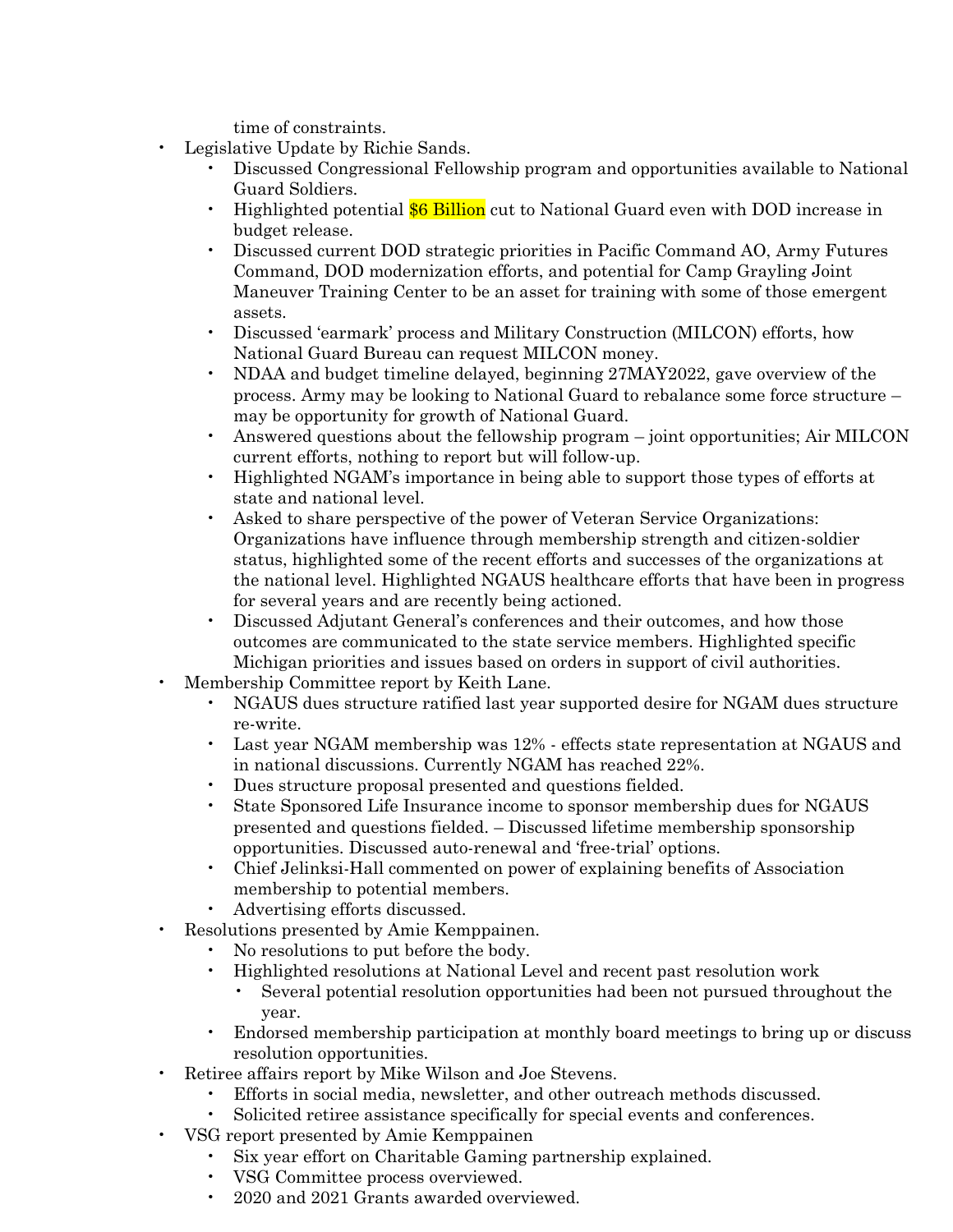time of constraints.

- Legislative Update by Richie Sands.
    - Discussed Congressional Fellowship program and opportunities available to National Guard Soldiers.
    - Highlighted potential $6 Billion cut to National Guard even with DOD increase in budget release.
    - Discussed current DOD strategic priorities in Pacific Command AO, Army Futures Command, DOD modernization efforts, and potential for Camp Grayling Joint Maneuver Training Center to be an asset for training with some of those emergent assets.
    - Discussed 'earmark' process and Military Construction (MILCON) efforts, how National Guard Bureau can request MILCON money.
    - NDAA and budget timeline delayed, beginning 27MAY2022, gave overview of the process. Army may be looking to National Guard to rebalance some force structure – may be opportunity for growth of National Guard.
    - Answered questions about the fellowship program – joint opportunities; Air MILCON current efforts, nothing to report but will follow-up.
    - Highlighted NGAM's importance in being able to support those types of efforts at state and national level.
    - Asked to share perspective of the power of Veteran Service Organizations: Organizations have influence through membership strength and citizen-soldier status, highlighted some of the recent efforts and successes of the organizations at the national level. Highlighted NGAUS healthcare efforts that have been in progress for several years and are recently being actioned.
    - Discussed Adjutant General's conferences and their outcomes, and how those outcomes are communicated to the state service members. Highlighted specific Michigan priorities and issues based on orders in support of civil authorities.
- Membership Committee report by Keith Lane.
    - NGAUS dues structure ratified last year supported desire for NGAM dues structure re-write.
    - Last year NGAM membership was 12% - effects state representation at NGAUS and in national discussions. Currently NGAM has reached 22%.
    - Dues structure proposal presented and questions fielded.
    - State Sponsored Life Insurance income to sponsor membership dues for NGAUS presented and questions fielded. – Discussed lifetime membership sponsorship opportunities. Discussed auto-renewal and 'free-trial' options.
    - Chief Jelinksi-Hall commented on power of explaining benefits of Association membership to potential members.
    - Advertising efforts discussed.
- Resolutions presented by Amie Kemppainen.
    - No resolutions to put before the body.
    - Highlighted resolutions at National Level and recent past resolution work
        - Several potential resolution opportunities had been not pursued throughout the year.
    - Endorsed membership participation at monthly board meetings to bring up or discuss resolution opportunities.
- Retiree affairs report by Mike Wilson and Joe Stevens.
    - Efforts in social media, newsletter, and other outreach methods discussed.
    - Solicited retiree assistance specifically for special events and conferences.
- VSG report presented by Amie Kemppainen
    - Six year effort on Charitable Gaming partnership explained.
    - VSG Committee process overviewed.
    - 2020 and 2021 Grants awarded overviewed.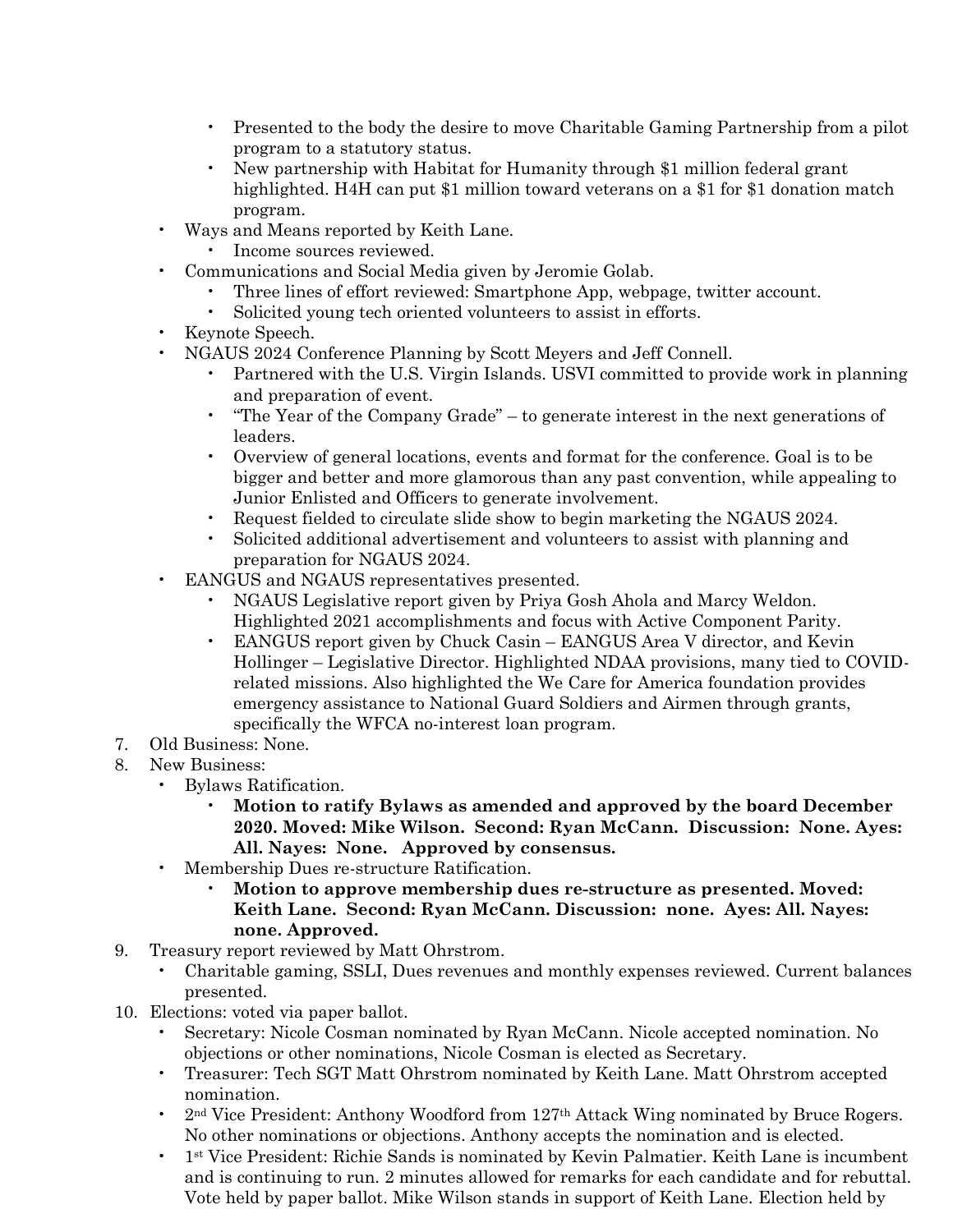- Presented to the body the desire to move Charitable Gaming Partnership from a pilot program to a statutory status.
    - New partnership with Habitat for Humanity through $1 million federal grant highlighted. H4H can put $1 million toward veterans on a $1 for $1 donation match program.
  - Ways and Means reported by Keith Lane.
    - Income sources reviewed.
  - Communications and Social Media given by Jeromie Golab.
    - Three lines of effort reviewed: Smartphone App, webpage, twitter account.
    - Solicited young tech oriented volunteers to assist in efforts.
  - Keynote Speech.
  - NGAUS 2024 Conference Planning by Scott Meyers and Jeff Connell.
    - Partnered with the U.S. Virgin Islands. USVI committed to provide work in planning and preparation of event.
    - "The Year of the Company Grade" – to generate interest in the next generations of leaders.
    - Overview of general locations, events and format for the conference. Goal is to be bigger and better and more glamorous than any past convention, while appealing to Junior Enlisted and Officers to generate involvement.
    - Request fielded to circulate slide show to begin marketing the NGAUS 2024.
    - Solicited additional advertisement and volunteers to assist with planning and preparation for NGAUS 2024.
  - EANGUS and NGAUS representatives presented.
    - NGAUS Legislative report given by Priya Gosh Ahola and Marcy Weldon. Highlighted 2021 accomplishments and focus with Active Component Parity.
    - EANGUS report given by Chuck Casin – EANGUS Area V director, and Kevin Hollinger – Legislative Director. Highlighted NDAA provisions, many tied to COVID-related missions. Also highlighted the We Care for America foundation provides emergency assistance to National Guard Soldiers and Airmen through grants, specifically the WFCA no-interest loan program.

7. Old Business: None.
8. New Business:
   - Bylaws Ratification.
     - **Motion to ratify Bylaws as amended and approved by the board December 2020. Moved: Mike Wilson. Second: Ryan McCann. Discussion: None. Ayes: All. Nayes: None. Approved by consensus.**
   - Membership Dues re-structure Ratification.
     - **Motion to approve membership dues re-structure as presented. Moved: Keith Lane. Second: Ryan McCann. Discussion: none. Ayes: All. Nayes: none. Approved.**
9. Treasury report reviewed by Matt Ohrstrom.
   - Charitable gaming, SSLI, Dues revenues and monthly expenses reviewed. Current balances presented.
10. Elections: voted via paper ballot.
    - Secretary: Nicole Cosman nominated by Ryan McCann. Nicole accepted nomination. No objections or other nominations, Nicole Cosman is elected as Secretary.
    - Treasurer: Tech SGT Matt Ohrstrom nominated by Keith Lane. Matt Ohrstrom accepted nomination.
    - 2nd Vice President: Anthony Woodford from 127th Attack Wing nominated by Bruce Rogers. No other nominations or objections. Anthony accepts the nomination and is elected.
    - 1st Vice President: Richie Sands is nominated by Kevin Palmatier. Keith Lane is incumbent and is continuing to run. 2 minutes allowed for remarks for each candidate and for rebuttal. Vote held by paper ballot. Mike Wilson stands in support of Keith Lane. Election held by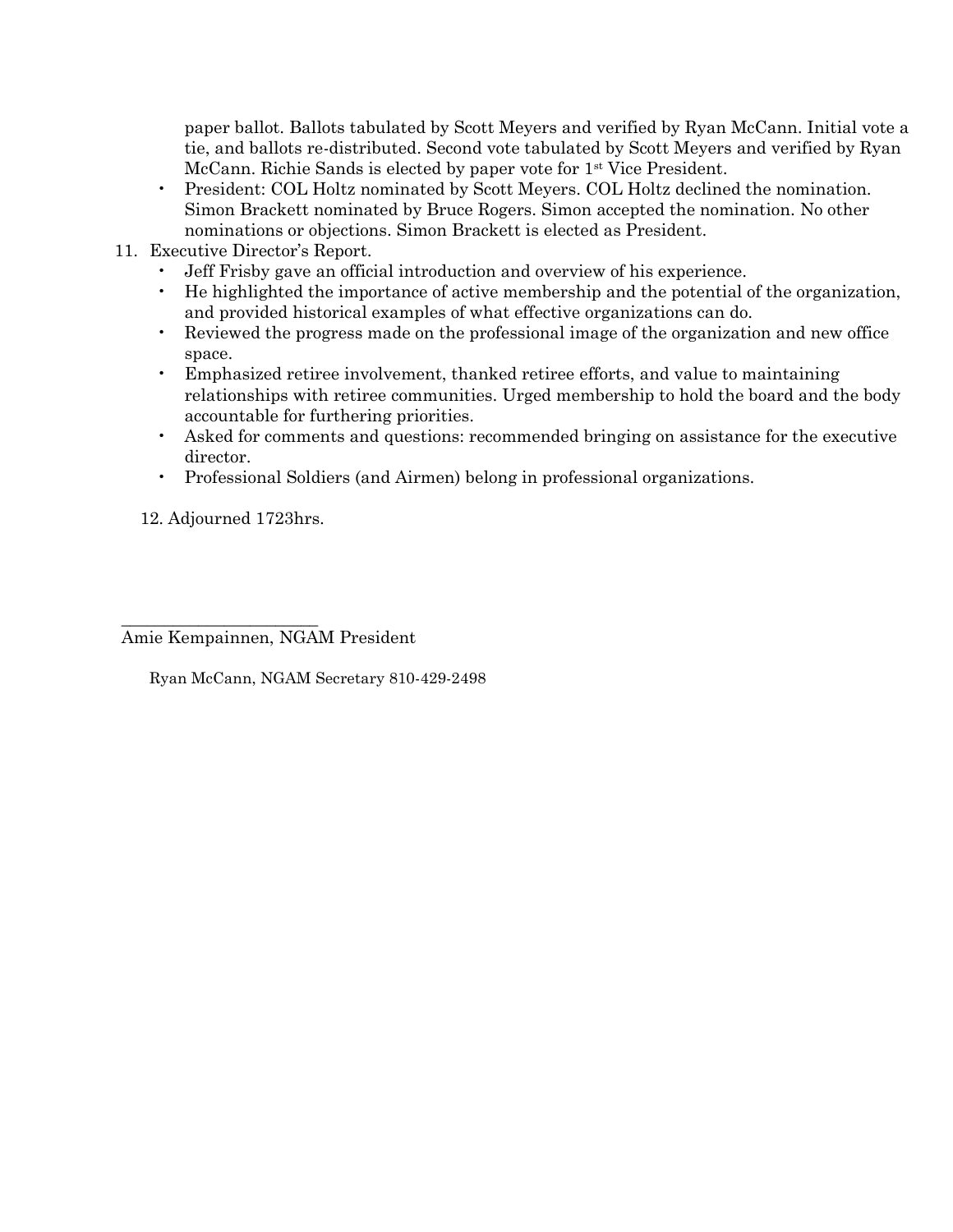paper ballot. Ballots tabulated by Scott Meyers and verified by Ryan McCann. Initial vote a tie, and ballots re-distributed. Second vote tabulated by Scott Meyers and verified by Ryan McCann. Richie Sands is elected by paper vote for 1st Vice President.

- President: COL Holtz nominated by Scott Meyers. COL Holtz declined the nomination. Simon Brackett nominated by Bruce Rogers. Simon accepted the nomination. No other nominations or objections. Simon Brackett is elected as President.

11. Executive Director's Report.
    - Jeff Frisby gave an official introduction and overview of his experience.
    - He highlighted the importance of active membership and the potential of the organization, and provided historical examples of what effective organizations can do.
    - Reviewed the progress made on the professional image of the organization and new office space.
    - Emphasized retiree involvement, thanked retiree efforts, and value to maintaining relationships with retiree communities. Urged membership to hold the board and the body accountable for furthering priorities.
    - Asked for comments and questions: recommended bringing on assistance for the executive director.
    - Professional Soldiers (and Airmen) belong in professional organizations.

12. Adjourned 1723hrs.

\_\_\_\_\_\_\_\_\_\_\_\_\_\_\_\_\_\_\_\_\_\_\_\_

Amie Kempainnen, NGAM President

Ryan McCann, NGAM Secretary 810-429-2498